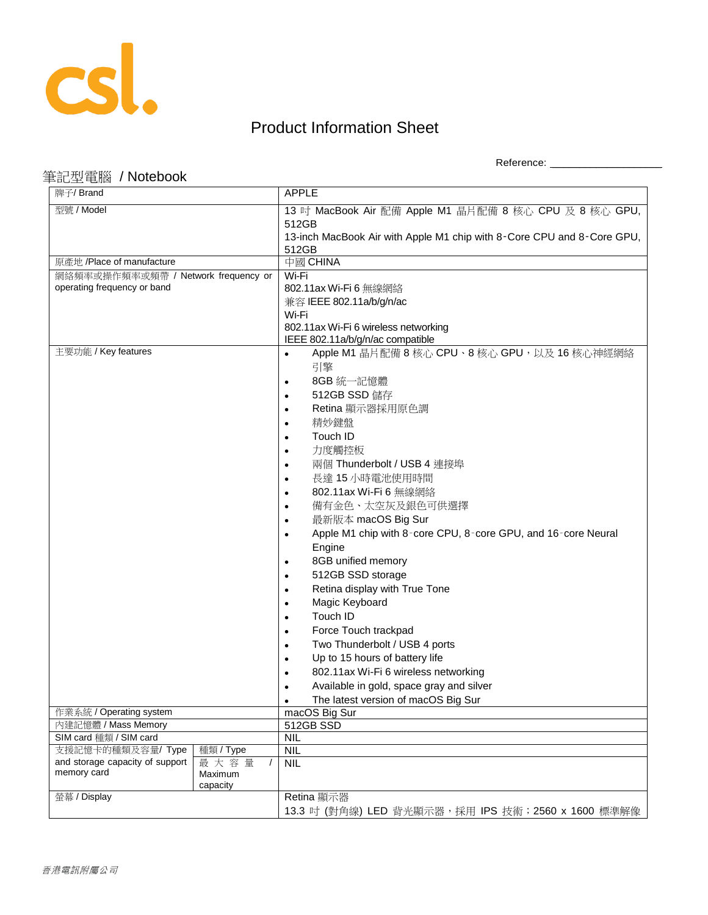csl.

# Product Information Sheet

Reference: ____________________

## 筆記型電腦 / Notebook

| 牌子/ Brand | | APPLE |
|---|---|---|
| 型號 / Model | | 13 吋 MacBook Air 配備 Apple M1 晶片配備 8 核心 CPU 及 8 核心 GPU, 512GB<br>13-inch MacBook Air with Apple M1 chip with 8-Core CPU and 8-Core GPU, 512GB |
| 原產地 /Place of manufacture | | 中國 CHINA |
| 網絡頻率或操作頻率或頻帶 / Network frequency or operating frequency or band | | Wi-Fi<br>802.11ax Wi-Fi 6 無線網絡<br>兼容 IEEE 802.11a/b/g/n/ac<br>Wi-Fi<br>802.11ax Wi-Fi 6 wireless networking<br>IEEE 802.11a/b/g/n/ac compatible |
| 主要功能 / Key features | | • Apple M1 晶片配備 8 核心 CPU、8 核心 GPU，以及 16 核心神經網絡引擎<br>• 8GB 統一記憶體<br>• 512GB SSD 儲存<br>• Retina 顯示器採用原色調<br>• 精妙鍵盤<br>• Touch ID<br>• 力度觸控板<br>• 兩個 Thunderbolt / USB 4 連接埠<br>• 長達 15 小時電池使用時間<br>• 802.11ax Wi-Fi 6 無線網絡<br>• 備有金色、太空灰及銀色可供選擇<br>• 最新版本 macOS Big Sur<br>• Apple M1 chip with 8-core CPU, 8-core GPU, and 16-core Neural Engine<br>• 8GB unified memory<br>• 512GB SSD storage<br>• Retina display with True Tone<br>• Magic Keyboard<br>• Touch ID<br>• Force Touch trackpad<br>• Two Thunderbolt / USB 4 ports<br>• Up to 15 hours of battery life<br>• 802.11ax Wi-Fi 6 wireless networking<br>• Available in gold, space gray and silver<br>• The latest version of macOS Big Sur |
| 作業系統 / Operating system | | macOS Big Sur |
| 內建記憶體 / Mass Memory | | 512GB SSD |
| SIM card 種類 / SIM card | | NIL |
| 支援記憶卡的種類及容量/ Type and storage capacity of support memory card | 種類 / Type | NIL |
| | 最大容量 / Maximum capacity | NIL |
| 螢幕 / Display | | Retina 顯示器<br>13.3 吋 (對角線) LED 背光顯示器，採用 IPS 技術；2560 x 1600 標準解像 |

*香港電訊附屬公司*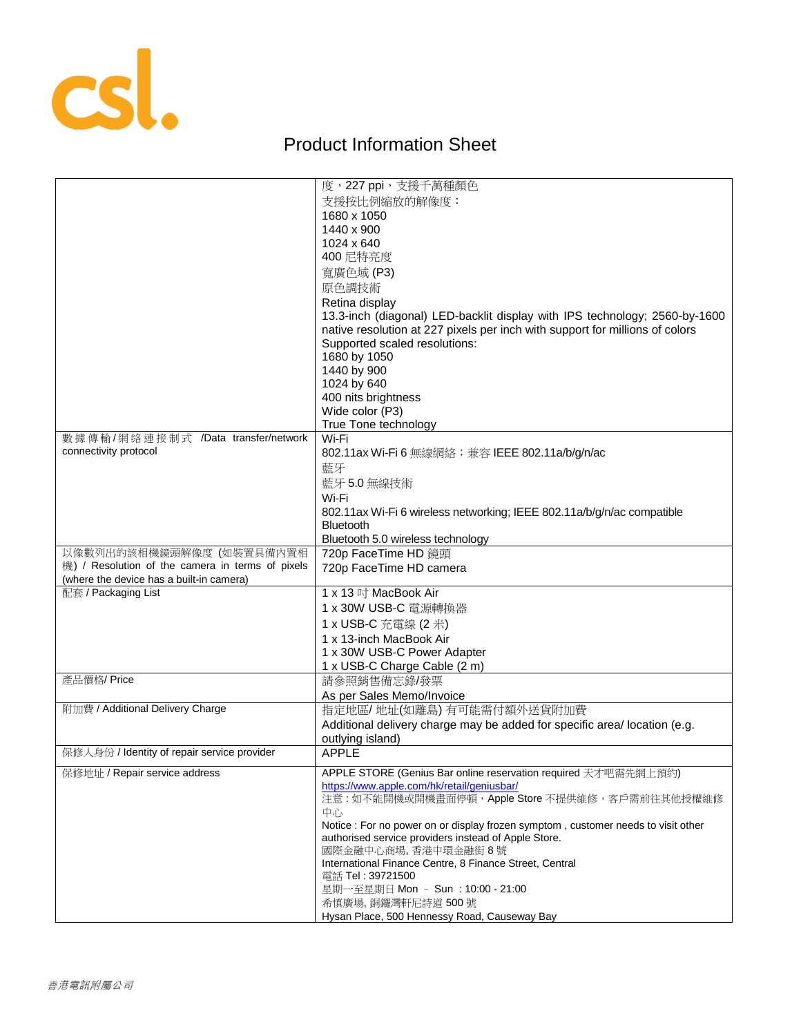# Product Information Sheet

| | |
|---|---|
| | 度，227 ppi，支援千萬種顏色<br>支援按比例縮放的解像度：<br>1680 x 1050<br>1440 x 900<br>1024 x 640<br>400 尼特亮度<br>寬廣色域 (P3)<br>原色調技術<br>Retina display<br>13.3-inch (diagonal) LED-backlit display with IPS technology; 2560-by-1600 native resolution at 227 pixels per inch with support for millions of colors<br>Supported scaled resolutions:<br>1680 by 1050<br>1440 by 900<br>1024 by 640<br>400 nits brightness<br>Wide color (P3)<br>True Tone technology |
| 數據傳輸/網絡連接制式 /Data transfer/network connectivity protocol | Wi-Fi<br>802.11ax Wi-Fi 6 無線網絡；兼容 IEEE 802.11a/b/g/n/ac<br>藍牙<br>藍牙 5.0 無線技術<br>Wi-Fi<br>802.11ax Wi-Fi 6 wireless networking; IEEE 802.11a/b/g/n/ac compatible<br>Bluetooth<br>Bluetooth 5.0 wireless technology |
| 以像數列出的該相機鏡頭解像度 (如裝置具備內置相機) / Resolution of the camera in terms of pixels (where the device has a built-in camera) | 720p FaceTime HD 鏡頭<br>720p FaceTime HD camera |
| 配套 / Packaging List | 1 x 13 吋 MacBook Air<br>1 x 30W USB-C 電源轉換器<br>1 x USB-C 充電線 (2 米)<br>1 x 13-inch MacBook Air<br>1 x 30W USB-C Power Adapter<br>1 x USB-C Charge Cable (2 m) |
| 產品價格/ Price | 請參照銷售備忘錄/發票<br>As per Sales Memo/Invoice |
| 附加費 / Additional Delivery Charge | 指定地區/ 地址(如離島) 有可能需付額外送貨附加費<br>Additional delivery charge may be added for specific area/ location (e.g. outlying island) |
| 保修人身份 / Identity of repair service provider | APPLE |
| 保修地址 / Repair service address | APPLE STORE (Genius Bar online reservation required 天才吧需先網上預約)<br>https://www.apple.com/hk/retail/geniusbar/<br>注意：如不能開機或開機畫面停頓，Apple Store 不提供維修，客戶需前往其他授權維修中心<br>Notice : For no power on or display frozen symptom , customer needs to visit other authorised service providers instead of Apple Store.<br>國際金融中心商場, 香港中環金融街 8 號<br>International Finance Centre, 8 Finance Street, Central<br>電話 Tel : 39721500<br>星期一至星期日 Mon – Sun : 10:00 - 21:00<br>希慎廣場, 銅鑼灣軒尼詩道 500 號<br>Hysan Place, 500 Hennessy Road, Causeway Bay |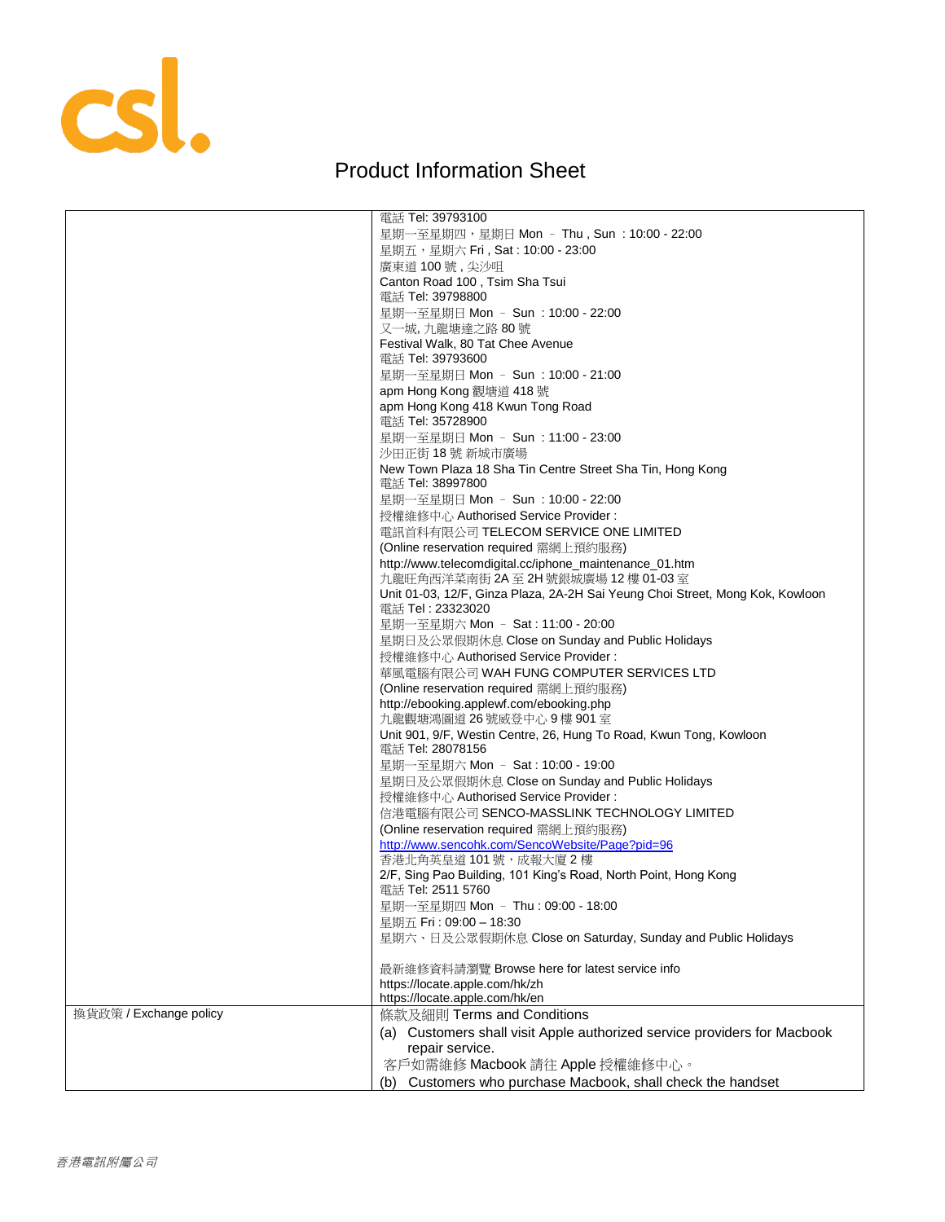# Product Information Sheet

| | |
|---|---|
| | 電話 Tel: 39793100<br>星期一至星期四，星期日 Mon – Thu , Sun : 10:00 - 22:00<br>星期五，星期六 Fri , Sat : 10:00 - 23:00<br>廣東道 100 號 , 尖沙咀<br>Canton Road 100 , Tsim Sha Tsui<br>電話 Tel: 39798800<br>星期一至星期日 Mon – Sun : 10:00 - 22:00<br>又一城, 九龍塘達之路 80 號<br>Festival Walk, 80 Tat Chee Avenue<br>電話 Tel: 39793600<br>星期一至星期日 Mon – Sun : 10:00 - 21:00<br>apm Hong Kong 觀塘道 418 號<br>apm Hong Kong 418 Kwun Tong Road<br>電話 Tel: 35728900<br>星期一至星期日 Mon – Sun : 11:00 - 23:00<br>沙田正街 18 號 新城市廣場<br>New Town Plaza 18 Sha Tin Centre Street Sha Tin, Hong Kong<br>電話 Tel: 38997800<br>星期一至星期日 Mon – Sun : 10:00 - 22:00<br>授權維修中心 Authorised Service Provider :<br>電訊首科有限公司 TELECOM SERVICE ONE LIMITED<br>(Online reservation required 需網上預約服務)<br>http://www.telecomdigital.cc/iphone_maintenance_01.htm<br>九龍旺角西洋菜南街 2A 至 2H 號銀城廣場 12 樓 01-03 室<br>Unit 01-03, 12/F, Ginza Plaza, 2A-2H Sai Yeung Choi Street, Mong Kok, Kowloon<br>電話 Tel : 23323020<br>星期一至星期六 Mon – Sat : 11:00 - 20:00<br>星期日及公眾假期休息 Close on Sunday and Public Holidays<br>授權維修中心 Authorised Service Provider :<br>華風電腦有限公司 WAH FUNG COMPUTER SERVICES LTD<br>(Online reservation required 需網上預約服務)<br>http://ebooking.applewf.com/ebooking.php<br>九龍觀塘鴻圖道 26 號威登中心 9 樓 901 室<br>Unit 901, 9/F, Westin Centre, 26, Hung To Road, Kwun Tong, Kowloon<br>電話 Tel: 28078156<br>星期一至星期六 Mon – Sat : 10:00 - 19:00<br>星期日及公眾假期休息 Close on Sunday and Public Holidays<br>授權維修中心 Authorised Service Provider :<br>信港電腦有限公司 SENCO-MASSLINK TECHNOLOGY LIMITED<br>(Online reservation required 需網上預約服務)<br>http://www.sencohk.com/SencoWebsite/Page?pid=96<br>香港北角英皇道 101 號，成報大廈 2 樓<br>2/F, Sing Pao Building, 101 King's Road, North Point, Hong Kong<br>電話 Tel: 2511 5760<br>星期一至星期四 Mon – Thu : 09:00 - 18:00<br>星期五 Fri : 09:00 – 18:30<br>星期六、日及公眾假期休息 Close on Saturday, Sunday and Public Holidays<br><br>最新維修資料請瀏覽 Browse here for latest service info<br>https://locate.apple.com/hk/zh<br>https://locate.apple.com/hk/en |
| 換貨政策 / Exchange policy | 條款及細則 Terms and Conditions<br>(a) Customers shall visit Apple authorized service providers for Macbook repair service.<br>客戶如需維修 Macbook 請往 Apple 授權維修中心。<br>(b) Customers who purchase Macbook, shall check the handset |

香港電訊附屬公司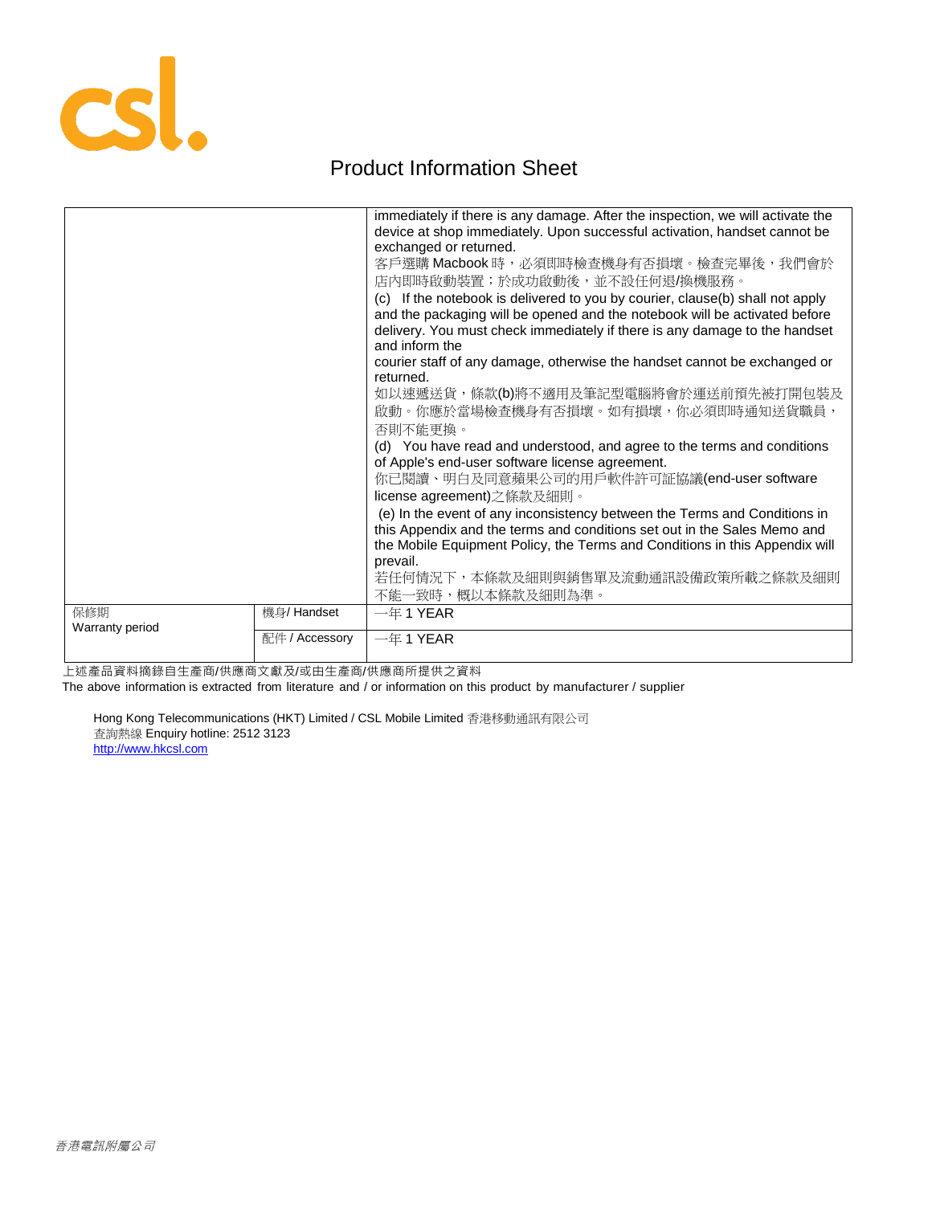# Product Information Sheet

| | | |
|---|---|---|
| | | immediately if there is any damage. After the inspection, we will activate the device at shop immediately. Upon successful activation, handset cannot be exchanged or returned.<br>客戶選購 Macbook 時，必須即時檢查機身有否損壞。檢查完畢後，我們會於店內即時啟動裝置；於成功啟動後，並不設任何退/換機服務。<br>(c) If the notebook is delivered to you by courier, clause(b) shall not apply and the packaging will be opened and the notebook will be activated before delivery. You must check immediately if there is any damage to the handset and inform the courier staff of any damage, otherwise the handset cannot be exchanged or returned.<br>如以速遞送貨，條款(b)將不適用及筆記型電腦將會於運送前預先被打開包裝及啟動。你應於當場檢查機身有否損壞。如有損壞，你必須即時通知送貨職員，否則不能更換。<br>(d) You have read and understood, and agree to the terms and conditions of Apple's end-user software license agreement.<br>你已閱讀、明白及同意蘋果公司的用戶軟件許可証協議(end-user software license agreement)之條款及細則。<br>(e) In the event of any inconsistency between the Terms and Conditions in this Appendix and the terms and conditions set out in the Sales Memo and the Mobile Equipment Policy, the Terms and Conditions in this Appendix will prevail.<br>若任何情況下，本條款及細則與銷售單及流動通訊設備政策所載之條款及細則不能一致時，概以本條款及細則為準。 |
| 保修期<br>Warranty period | 機身/ Handset | 一年 1 YEAR |
| | 配件 / Accessory | 一年 1 YEAR |

上述產品資料摘錄自生產商/供應商文獻及/或由生產商/供應商所提供之資料
The above information is extracted from literature and / or information on this product by manufacturer / supplier

Hong Kong Telecommunications (HKT) Limited / CSL Mobile Limited 香港移動通訊有限公司
查詢熱線 Enquiry hotline: 2512 3123
http://www.hkcsl.com

*香港電訊附屬公司*